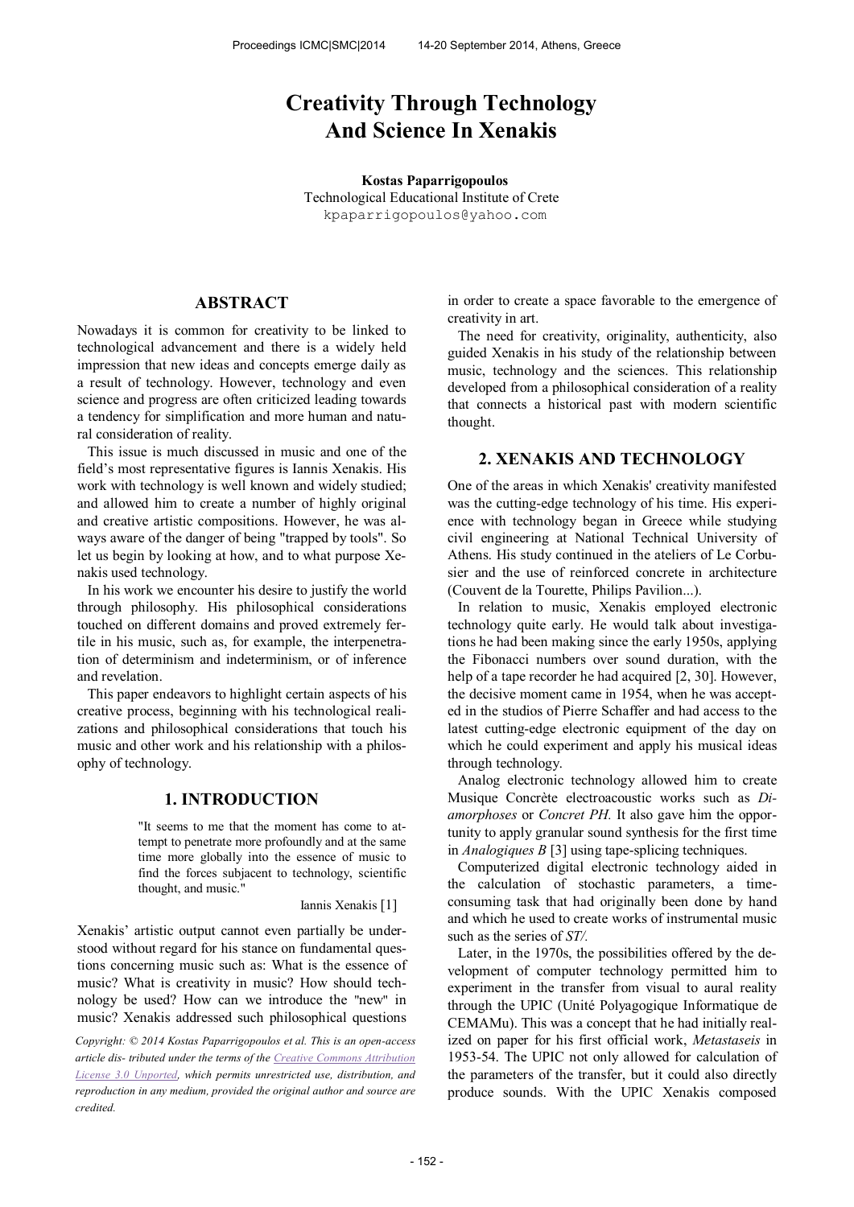# Creativity Through Technology And Science In Xenakis

**Kostas Paparrigopoulos**
Technological Educational Institute of Crete
kpaparrigopoulos@yahoo.com

## ABSTRACT

Nowadays it is common for creativity to be linked to technological advancement and there is a widely held impression that new ideas and concepts emerge daily as a result of technology. However, technology and even science and progress are often criticized leading towards a tendency for simplification and more human and natural consideration of reality.

This issue is much discussed in music and one of the field's most representative figures is Iannis Xenakis. His work with technology is well known and widely studied; and allowed him to create a number of highly original and creative artistic compositions. However, he was always aware of the danger of being "trapped by tools". So let us begin by looking at how, and to what purpose Xenakis used technology.

In his work we encounter his desire to justify the world through philosophy. His philosophical considerations touched on different domains and proved extremely fertile in his music, such as, for example, the interpenetration of determinism and indeterminism, or of inference and revelation.

This paper endeavors to highlight certain aspects of his creative process, beginning with his technological realizations and philosophical considerations that touch his music and other work and his relationship with a philosophy of technology.

## 1. INTRODUCTION

> "It seems to me that the moment has come to attempt to penetrate more profoundly and at the same time more globally into the essence of music to find the forces subjacent to technology, scientific thought, and music."
>
> Iannis Xenakis [1]

Xenakis' artistic output cannot even partially be understood without regard for his stance on fundamental questions concerning music such as: What is the essence of music? What is creativity in music? How should technology be used? How can we introduce the "new" in music? Xenakis addressed such philosophical questions in order to create a space favorable to the emergence of creativity in art.

The need for creativity, originality, authenticity, also guided Xenakis in his study of the relationship between music, technology and the sciences. This relationship developed from a philosophical consideration of a reality that connects a historical past with modern scientific thought.

*Copyright: © 2014 Kostas Paparrigopoulos et al. This is an open-access article dis- tributed under the terms of the Creative Commons Attribution License 3.0 Unported, which permits unrestricted use, distribution, and reproduction in any medium, provided the original author and source are credited.*

## 2. XENAKIS AND TECHNOLOGY

One of the areas in which Xenakis' creativity manifested was the cutting-edge technology of his time. His experience with technology began in Greece while studying civil engineering at National Technical University of Athens. His study continued in the ateliers of Le Corbusier and the use of reinforced concrete in architecture (Couvent de la Tourette, Philips Pavilion...).

In relation to music, Xenakis employed electronic technology quite early. He would talk about investigations he had been making since the early 1950s, applying the Fibonacci numbers over sound duration, with the help of a tape recorder he had acquired [2, 30]. However, the decisive moment came in 1954, when he was accepted in the studios of Pierre Schaffer and had access to the latest cutting-edge electronic equipment of the day on which he could experiment and apply his musical ideas through technology.

Analog electronic technology allowed him to create Musique Concrète electroacoustic works such as *Diamorphoses* or *Concret PH.* It also gave him the opportunity to apply granular sound synthesis for the first time in *Analogiques B* [3] using tape-splicing techniques.

Computerized digital electronic technology aided in the calculation of stochastic parameters, a time-consuming task that had originally been done by hand and which he used to create works of instrumental music such as the series of *ST/.*

Later, in the 1970s, the possibilities offered by the development of computer technology permitted him to experiment in the transfer from visual to aural reality through the UPIC (Unité Polyagogique Informatique de CEMAMu). This was a concept that he had initially realized on paper for his first official work, *Metastaseis* in 1953-54. The UPIC not only allowed for calculation of the parameters of the transfer, but it could also directly produce sounds. With the UPIC Xenakis composed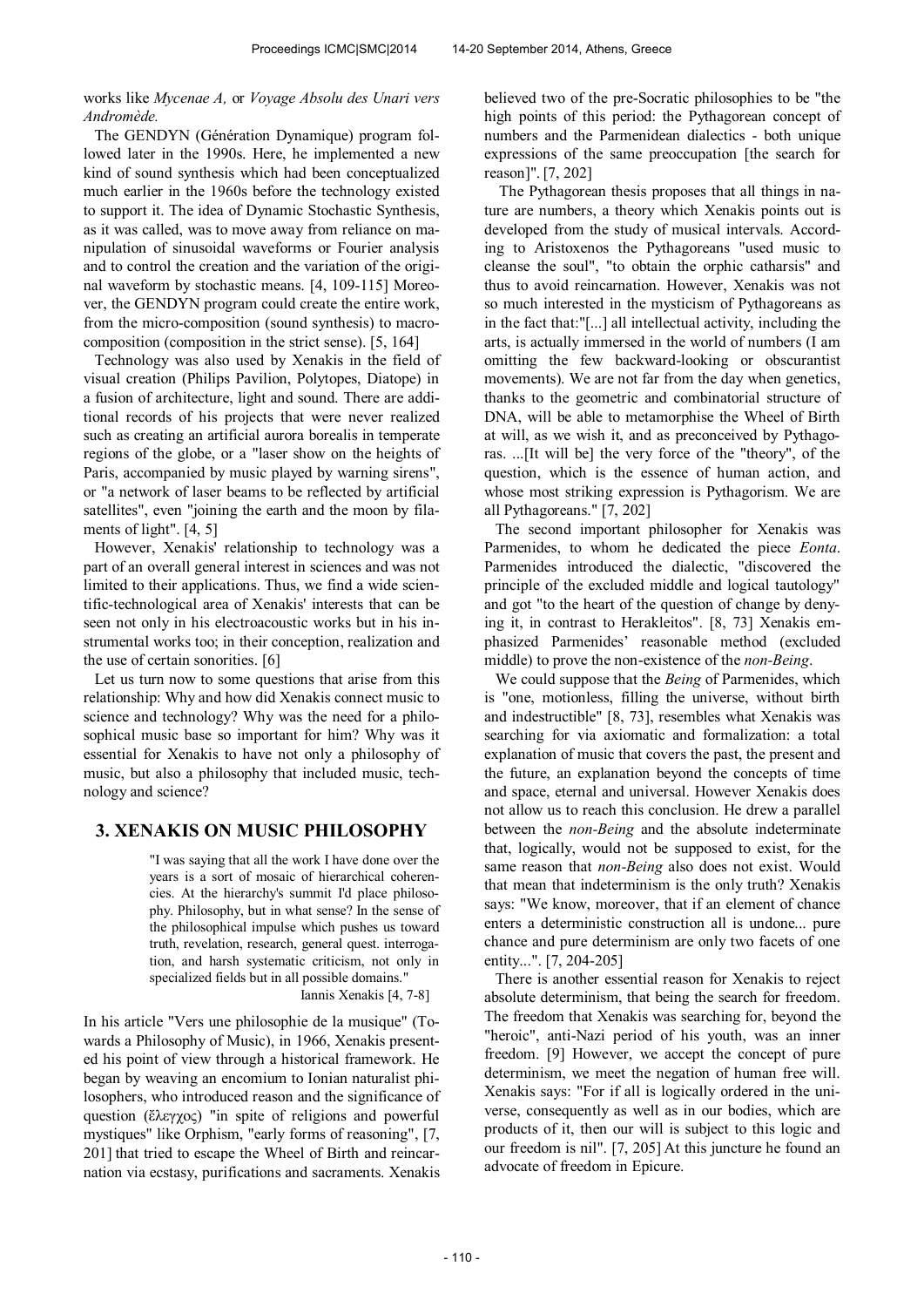works like *Mycenae A,* or *Voyage Absolu des Unari vers Andromède.*

The GENDYN (Génération Dynamique) program followed later in the 1990s. Here, he implemented a new kind of sound synthesis which had been conceptualized much earlier in the 1960s before the technology existed to support it. The idea of Dynamic Stochastic Synthesis, as it was called, was to move away from reliance on manipulation of sinusoidal waveforms or Fourier analysis and to control the creation and the variation of the original waveform by stochastic means. [4, 109-115] Moreover, the GENDYN program could create the entire work, from the micro-composition (sound synthesis) to macro-composition (composition in the strict sense). [5, 164]

Technology was also used by Xenakis in the field of visual creation (Philips Pavilion, Polytopes, Diatope) in a fusion of architecture, light and sound. There are additional records of his projects that were never realized such as creating an artificial aurora borealis in temperate regions of the globe, or a "laser show on the heights of Paris, accompanied by music played by warning sirens", or "a network of laser beams to be reflected by artificial satellites", even "joining the earth and the moon by filaments of light". [4, 5]

However, Xenakis' relationship to technology was a part of an overall general interest in sciences and was not limited to their applications. Thus, we find a wide scientific-technological area of Xenakis' interests that can be seen not only in his electroacoustic works but in his instrumental works too; in their conception, realization and the use of certain sonorities. [6]

Let us turn now to some questions that arise from this relationship: Why and how did Xenakis connect music to science and technology? Why was the need for a philosophical music base so important for him? Why was it essential for Xenakis to have not only a philosophy of music, but also a philosophy that included music, technology and science?

## 3. XENAKIS ON MUSIC PHILOSOPHY

> "I was saying that all the work I have done over the years is a sort of mosaic of hierarchical coherencies. At the hierarchy's summit I'd place philosophy. Philosophy, but in what sense? In the sense of the philosophical impulse which pushes us toward truth, revelation, research, general quest. interrogation, and harsh systematic criticism, not only in specialized fields but in all possible domains."
>
> Iannis Xenakis [4, 7-8]

In his article "Vers une philosophie de la musique" (Towards a Philosophy of Music), in 1966, Xenakis presented his point of view through a historical framework. He began by weaving an encomium to Ionian naturalist philosophers, who introduced reason and the significance of question (ἔλεγχος) "in spite of religions and powerful mystiques" like Orphism, "early forms of reasoning", [7, 201] that tried to escape the Wheel of Birth and reincarnation via ecstasy, purifications and sacraments. Xenakis believed two of the pre-Socratic philosophies to be "the high points of this period: the Pythagorean concept of numbers and the Parmenidean dialectics - both unique expressions of the same preoccupation [the search for reason]". [7, 202]

The Pythagorean thesis proposes that all things in nature are numbers, a theory which Xenakis points out is developed from the study of musical intervals. According to Aristoxenos the Pythagoreans "used music to cleanse the soul", "to obtain the orphic catharsis" and thus to avoid reincarnation. However, Xenakis was not so much interested in the mysticism of Pythagoreans as in the fact that:"[...] all intellectual activity, including the arts, is actually immersed in the world of numbers (I am omitting the few backward-looking or obscurantist movements). We are not far from the day when genetics, thanks to the geometric and combinatorial structure of DNA, will be able to metamorphise the Wheel of Birth at will, as we wish it, and as preconceived by Pythagoras. ...[It will be] the very force of the "theory", of the question, which is the essence of human action, and whose most striking expression is Pythagorism. We are all Pythagoreans." [7, 202]

The second important philosopher for Xenakis was Parmenides, to whom he dedicated the piece *Eonta*. Parmenides introduced the dialectic, "discovered the principle of the excluded middle and logical tautology" and got "to the heart of the question of change by denying it, in contrast to Herakleitos". [8, 73] Xenakis emphasized Parmenides' reasonable method (excluded middle) to prove the non-existence of the *non-Being*.

We could suppose that the *Being* of Parmenides, which is "one, motionless, filling the universe, without birth and indestructible" [8, 73], resembles what Xenakis was searching for via axiomatic and formalization: a total explanation of music that covers the past, the present and the future, an explanation beyond the concepts of time and space, eternal and universal. However Xenakis does not allow us to reach this conclusion. He drew a parallel between the *non-Being* and the absolute indeterminate that, logically, would not be supposed to exist, for the same reason that *non-Being* also does not exist. Would that mean that indeterminism is the only truth? Xenakis says: "We know, moreover, that if an element of chance enters a deterministic construction all is undone... pure chance and pure determinism are only two facets of one entity...". [7, 204-205]

There is another essential reason for Xenakis to reject absolute determinism, that being the search for freedom. The freedom that Xenakis was searching for, beyond the "heroic", anti-Nazi period of his youth, was an inner freedom. [9] However, we accept the concept of pure determinism, we meet the negation of human free will. Xenakis says: "For if all is logically ordered in the universe, consequently as well as in our bodies, which are products of it, then our will is subject to this logic and our freedom is nil". [7, 205] At this juncture he found an advocate of freedom in Epicure.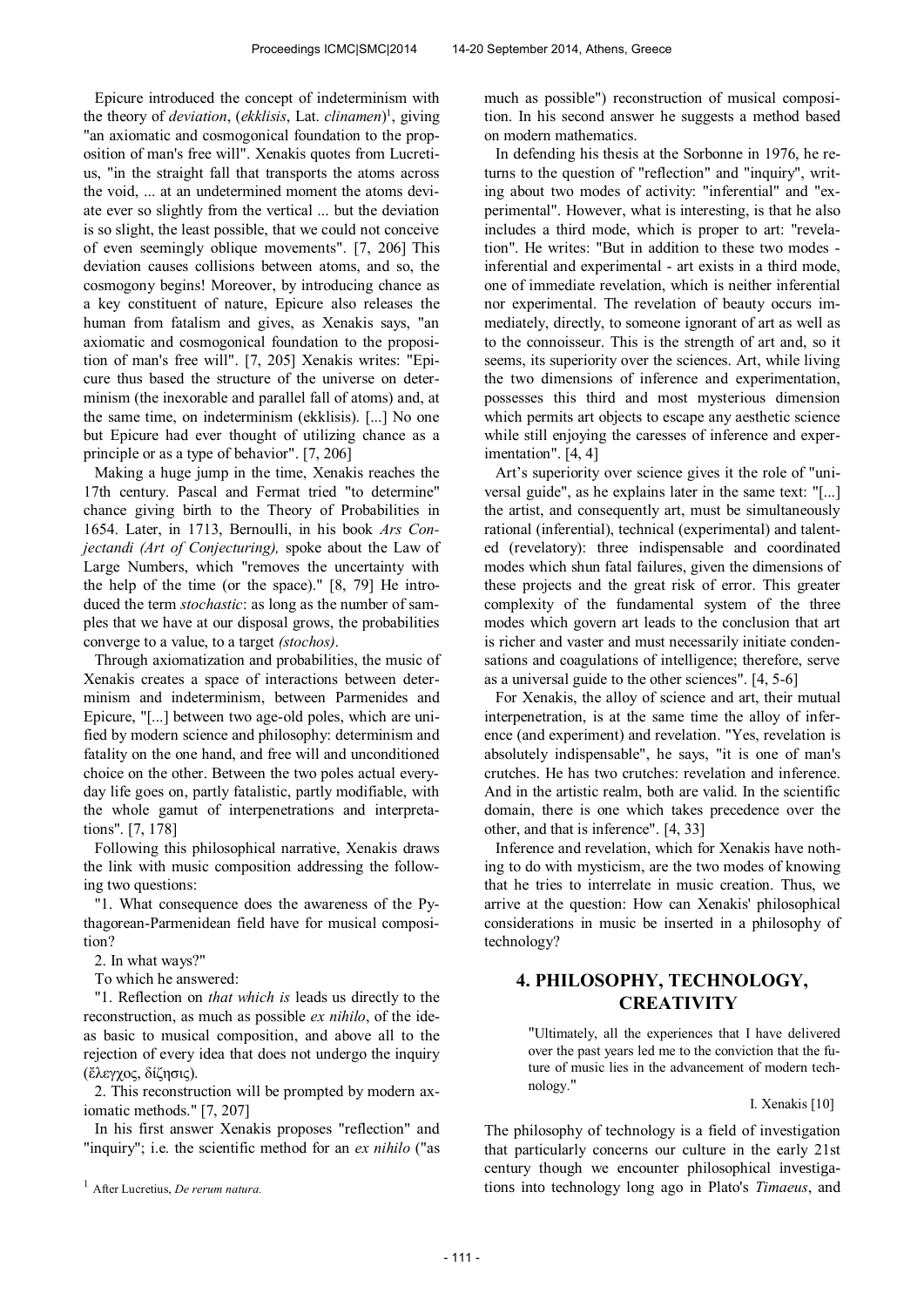Epicure introduced the concept of indeterminism with the theory of *deviation*, (*ekklisis*, Lat. *clinamen*)[1], giving "an axiomatic and cosmogonical foundation to the proposition of man's free will". Xenakis quotes from Lucretius, "in the straight fall that transports the atoms across the void, ... at an undetermined moment the atoms deviate ever so slightly from the vertical ... but the deviation is so slight, the least possible, that we could not conceive of even seemingly oblique movements". [7, 206] This deviation causes collisions between atoms, and so, the cosmogony begins! Moreover, by introducing chance as a key constituent of nature, Epicure also releases the human from fatalism and gives, as Xenakis says, "an axiomatic and cosmogonical foundation to the proposition of man's free will". [7, 205] Xenakis writes: "Epicure thus based the structure of the universe on determinism (the inexorable and parallel fall of atoms) and, at the same time, on indeterminism (ekklisis). [...] No one but Epicure had ever thought of utilizing chance as a principle or as a type of behavior". [7, 206]

Making a huge jump in the time, Xenakis reaches the 17th century. Pascal and Fermat tried "to determine" chance giving birth to the Theory of Probabilities in 1654. Later, in 1713, Bernoulli, in his book *Ars Conjectandi (Art of Conjecturing),* spoke about the Law of Large Numbers, which "removes the uncertainty with the help of the time (or the space)." [8, 79] He introduced the term *stochastic*: as long as the number of samples that we have at our disposal grows, the probabilities converge to a value, to a target *(stochos)*.

Through axiomatization and probabilities, the music of Xenakis creates a space of interactions between determinism and indeterminism, between Parmenides and Epicure, "[...] between two age-old poles, which are unified by modern science and philosophy: determinism and fatality on the one hand, and free will and unconditioned choice on the other. Between the two poles actual everyday life goes on, partly fatalistic, partly modifiable, with the whole gamut of interpenetrations and interpretations". [7, 178]

Following this philosophical narrative, Xenakis draws the link with music composition addressing the following two questions:

"1. What consequence does the awareness of the Pythagorean-Parmenidean field have for musical composition?

2. In what ways?"

To which he answered:

"1. Reflection on *that which is* leads us directly to the reconstruction, as much as possible *ex nihilo*, of the ideas basic to musical composition, and above all to the rejection of every idea that does not undergo the inquiry (ἔλεγχος, δίζησις).

2. This reconstruction will be prompted by modern axiomatic methods." [7, 207]

In his first answer Xenakis proposes "reflection" and "inquiry"; i.e. the scientific method for an *ex nihilo* ("as much as possible") reconstruction of musical composition. In his second answer he suggests a method based on modern mathematics.

In defending his thesis at the Sorbonne in 1976, he returns to the question of "reflection" and "inquiry", writing about two modes of activity: "inferential" and "experimental". However, what is interesting, is that he also includes a third mode, which is proper to art: "revelation". He writes: "But in addition to these two modes - inferential and experimental - art exists in a third mode, one of immediate revelation, which is neither inferential nor experimental. The revelation of beauty occurs immediately, directly, to someone ignorant of art as well as to the connoisseur. This is the strength of art and, so it seems, its superiority over the sciences. Art, while living the two dimensions of inference and experimentation, possesses this third and most mysterious dimension which permits art objects to escape any aesthetic science while still enjoying the caresses of inference and experimentation". [4, 4]

Art's superiority over science gives it the role of "universal guide", as he explains later in the same text: "[...] the artist, and consequently art, must be simultaneously rational (inferential), technical (experimental) and talented (revelatory): three indispensable and coordinated modes which shun fatal failures, given the dimensions of these projects and the great risk of error. This greater complexity of the fundamental system of the three modes which govern art leads to the conclusion that art is richer and vaster and must necessarily initiate condensations and coagulations of intelligence; therefore, serve as a universal guide to the other sciences". [4, 5-6]

For Xenakis, the alloy of science and art, their mutual interpenetration, is at the same time the alloy of inference (and experiment) and revelation. "Yes, revelation is absolutely indispensable", he says, "it is one of man's crutches. He has two crutches: revelation and inference. And in the artistic realm, both are valid. In the scientific domain, there is one which takes precedence over the other, and that is inference". [4, 33]

Inference and revelation, which for Xenakis have nothing to do with mysticism, are the two modes of knowing that he tries to interrelate in music creation. Thus, we arrive at the question: How can Xenakis' philosophical considerations in music be inserted in a philosophy of technology?

## 4. PHILOSOPHY, TECHNOLOGY, CREATIVITY

> "Ultimately, all the experiences that I have delivered over the past years led me to the conviction that the future of music lies in the advancement of modern technology."
>
> I. Xenakis [10]

The philosophy of technology is a field of investigation that particularly concerns our culture in the early 21st century though we encounter philosophical investigations into technology long ago in Plato's *Timaeus*, and

[1] After Lucretius, *De rerum natura.*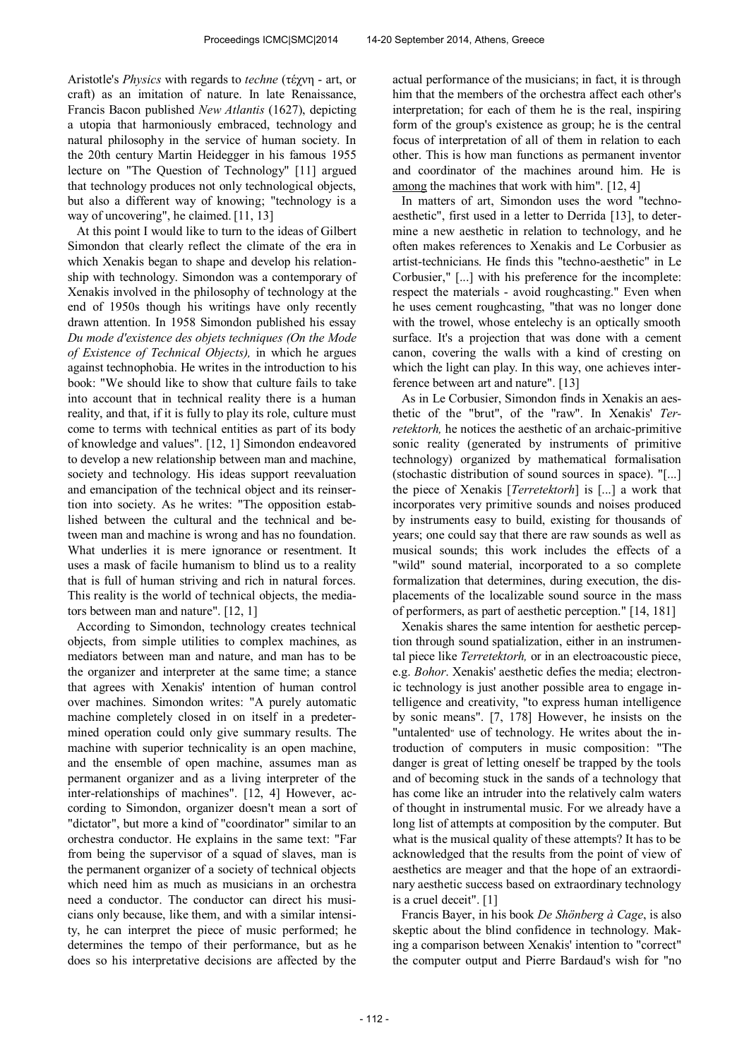Aristotle's *Physics* with regards to *techne* (τέχνη - art, or craft) as an imitation of nature. In late Renaissance, Francis Bacon published *New Atlantis* (1627), depicting a utopia that harmoniously embraced, technology and natural philosophy in the service of human society. In the 20th century Martin Heidegger in his famous 1955 lecture on "The Question of Technology" [11] argued that technology produces not only technological objects, but also a different way of knowing; "technology is a way of uncovering", he claimed. [11, 13]

At this point I would like to turn to the ideas of Gilbert Simondon that clearly reflect the climate of the era in which Xenakis began to shape and develop his relationship with technology. Simondon was a contemporary of Xenakis involved in the philosophy of technology at the end of 1950s though his writings have only recently drawn attention. In 1958 Simondon published his essay *Du mode d'existence des objets techniques (On the Mode of Existence of Technical Objects),* in which he argues against technophobia. He writes in the introduction to his book: "We should like to show that culture fails to take into account that in technical reality there is a human reality, and that, if it is fully to play its role, culture must come to terms with technical entities as part of its body of knowledge and values". [12, 1] Simondon endeavored to develop a new relationship between man and machine, society and technology. His ideas support reevaluation and emancipation of the technical object and its reinsertion into society. As he writes: "The opposition established between the cultural and the technical and between man and machine is wrong and has no foundation. What underlies it is mere ignorance or resentment. It uses a mask of facile humanism to blind us to a reality that is full of human striving and rich in natural forces. This reality is the world of technical objects, the mediators between man and nature". [12, 1]

According to Simondon, technology creates technical objects, from simple utilities to complex machines, as mediators between man and nature, and man has to be the organizer and interpreter at the same time; a stance that agrees with Xenakis' intention of human control over machines. Simondon writes: "A purely automatic machine completely closed in on itself in a predetermined operation could only give summary results. The machine with superior technicality is an open machine, and the ensemble of open machine, assumes man as permanent organizer and as a living interpreter of the inter-relationships of machines". [12, 4] However, according to Simondon, organizer doesn't mean a sort of "dictator", but more a kind of "coordinator" similar to an orchestra conductor. He explains in the same text: "Far from being the supervisor of a squad of slaves, man is the permanent organizer of a society of technical objects which need him as much as musicians in an orchestra need a conductor. The conductor can direct his musicians only because, like them, and with a similar intensity, he can interpret the piece of music performed; he determines the tempo of their performance, but as he does so his interpretative decisions are affected by the actual performance of the musicians; in fact, it is through him that the members of the orchestra affect each other's interpretation; for each of them he is the real, inspiring form of the group's existence as group; he is the central focus of interpretation of all of them in relation to each other. This is how man functions as permanent inventor and coordinator of the machines around him. He is among the machines that work with him". [12, 4]

In matters of art, Simondon uses the word "techno-aesthetic", first used in a letter to Derrida [13], to determine a new aesthetic in relation to technology, and he often makes references to Xenakis and Le Corbusier as artist-technicians. He finds this "techno-aesthetic" in Le Corbusier," [...] with his preference for the incomplete: respect the materials - avoid roughcasting." Even when he uses cement roughcasting, "that was no longer done with the trowel, whose entelechy is an optically smooth surface. It's a projection that was done with a cement canon, covering the walls with a kind of cresting on which the light can play. In this way, one achieves interference between art and nature". [13]

As in Le Corbusier, Simondon finds in Xenakis an aesthetic of the "brut", of the "raw". In Xenakis' *Terretektorh,* he notices the aesthetic of an archaic-primitive sonic reality (generated by instruments of primitive technology) organized by mathematical formalisation (stochastic distribution of sound sources in space). "[...] the piece of Xenakis [*Terretektorh*] is [...] a work that incorporates very primitive sounds and noises produced by instruments easy to build, existing for thousands of years; one could say that there are raw sounds as well as musical sounds; this work includes the effects of a "wild" sound material, incorporated to a so complete formalization that determines, during execution, the displacements of the localizable sound source in the mass of performers, as part of aesthetic perception." [14, 181]

Xenakis shares the same intention for aesthetic perception through sound spatialization, either in an instrumental piece like *Terretektorh,* or in an electroacoustic piece, e.g. *Bohor*. Xenakis' aesthetic defies the media; electronic technology is just another possible area to engage intelligence and creativity, "to express human intelligence by sonic means". [7, 178] However, he insists on the "untalented" use of technology. He writes about the introduction of computers in music composition: "The danger is great of letting oneself be trapped by the tools and of becoming stuck in the sands of a technology that has come like an intruder into the relatively calm waters of thought in instrumental music. For we already have a long list of attempts at composition by the computer. But what is the musical quality of these attempts? It has to be acknowledged that the results from the point of view of aesthetics are meager and that the hope of an extraordinary aesthetic success based on extraordinary technology is a cruel deceit". [1]

Francis Bayer, in his book *De Shönberg à Cage*, is also skeptic about the blind confidence in technology. Making a comparison between Xenakis' intention to "correct" the computer output and Pierre Bardaud's wish for "no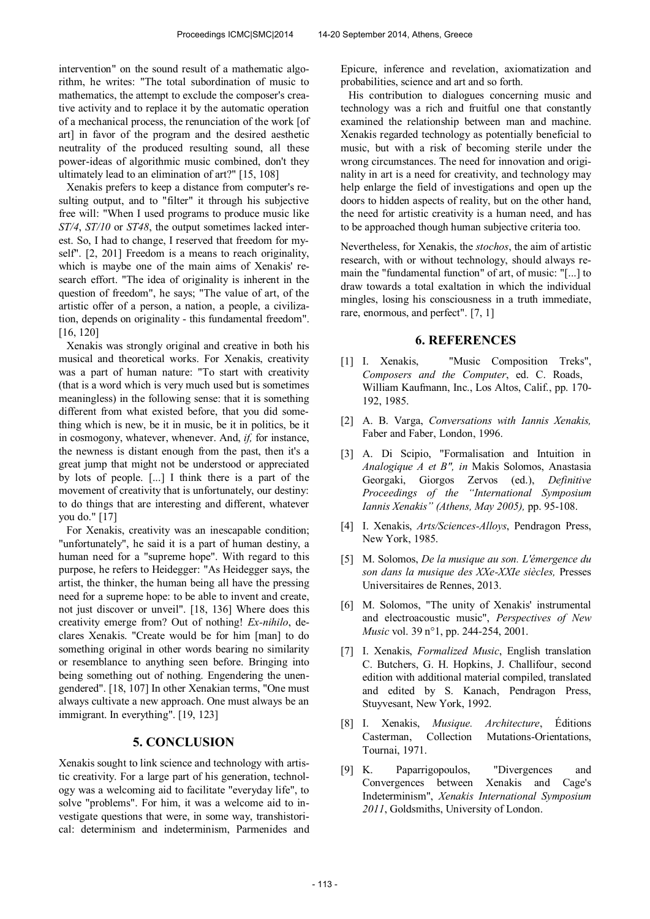intervention" on the sound result of a mathematic algorithm, he writes: "The total subordination of music to mathematics, the attempt to exclude the composer's creative activity and to replace it by the automatic operation of a mechanical process, the renunciation of the work [of art] in favor of the program and the desired aesthetic neutrality of the produced resulting sound, all these power-ideas of algorithmic music combined, don't they ultimately lead to an elimination of art?" [15, 108]

Xenakis prefers to keep a distance from computer's resulting output, and to "filter" it through his subjective free will: "When I used programs to produce music like *ST/4*, *ST/10* or *ST48*, the output sometimes lacked interest. So, I had to change, I reserved that freedom for myself". [2, 201] Freedom is a means to reach originality, which is maybe one of the main aims of Xenakis' research effort. "The idea of originality is inherent in the question of freedom", he says; "The value of art, of the artistic offer of a person, a nation, a people, a civilization, depends on originality - this fundamental freedom". [16, 120]

Xenakis was strongly original and creative in both his musical and theoretical works. For Xenakis, creativity was a part of human nature: "To start with creativity (that is a word which is very much used but is sometimes meaningless) in the following sense: that it is something different from what existed before, that you did something which is new, be it in music, be it in politics, be it in cosmogony, whatever, whenever. And, *if,* for instance, the newness is distant enough from the past, then it's a great jump that might not be understood or appreciated by lots of people. [...] I think there is a part of the movement of creativity that is unfortunately, our destiny: to do things that are interesting and different, whatever you do." [17]

For Xenakis, creativity was an inescapable condition; "unfortunately", he said it is a part of human destiny, a human need for a "supreme hope". With regard to this purpose, he refers to Heidegger: "As Heidegger says, the artist, the thinker, the human being all have the pressing need for a supreme hope: to be able to invent and create, not just discover or unveil". [18, 136] Where does this creativity emerge from? Out of nothing! *Ex-nihilo*, declares Xenakis. "Create would be for him [man] to do something original in other words bearing no similarity or resemblance to anything seen before. Bringing into being something out of nothing. Engendering the unengendered". [18, 107] In other Xenakian terms, "One must always cultivate a new approach. One must always be an immigrant. In everything". [19, 123]

## 5. CONCLUSION

Xenakis sought to link science and technology with artistic creativity. For a large part of his generation, technology was a welcoming aid to facilitate "everyday life", to solve "problems". For him, it was a welcome aid to investigate questions that were, in some way, transhistorical: determinism and indeterminism, Parmenides and Epicure, inference and revelation, axiomatization and probabilities, science and art and so forth.

His contribution to dialogues concerning music and technology was a rich and fruitful one that constantly examined the relationship between man and machine. Xenakis regarded technology as potentially beneficial to music, but with a risk of becoming sterile under the wrong circumstances. The need for innovation and originality in art is a need for creativity, and technology may help enlarge the field of investigations and open up the doors to hidden aspects of reality, but on the other hand, the need for artistic creativity is a human need, and has to be approached though human subjective criteria too.

Nevertheless, for Xenakis, the *stochos*, the aim of artistic research, with or without technology, should always remain the "fundamental function" of art, of music: "[...] to draw towards a total exaltation in which the individual mingles, losing his consciousness in a truth immediate, rare, enormous, and perfect". [7, 1]

## 6. REFERENCES

[1] I. Xenakis, "Music Composition Treks", *Composers and the Computer*, ed. C. Roads, William Kaufmann, Inc., Los Altos, Calif., pp. 170-192, 1985.

[2] A. B. Varga, *Conversations with Iannis Xenakis,* Faber and Faber, London, 1996.

[3] A. Di Scipio, "Formalisation and Intuition in *Analogique A et B", in* Makis Solomos, Anastasia Georgaki, Giorgos Zervos (ed.), *Definitive Proceedings of the "International Symposium Iannis Xenakis" (Athens, May 2005),* pp. 95-108.

[4] I. Xenakis, *Arts/Sciences-Alloys*, Pendragon Press, New York, 1985.

[5] M. Solomos, *De la musique au son. L'émergence du son dans la musique des XXe-XXIe siècles,* Presses Universitaires de Rennes, 2013.

[6] M. Solomos, "The unity of Xenakis' instrumental and electroacoustic music", *Perspectives of New Music* vol. 39 n°1, pp. 244-254, 2001.

[7] I. Xenakis, *Formalized Music*, English translation C. Butchers, G. H. Hopkins, J. Challifour, second edition with additional material compiled, translated and edited by S. Kanach, Pendragon Press, Stuyvesant, New York, 1992.

[8] I. Xenakis, *Musique. Architecture*, Éditions Casterman, Collection Mutations-Orientations, Tournai, 1971.

[9] K. Paparrigopoulos, "Divergences and Convergences between Xenakis and Cage's Indeterminism", *Xenakis International Symposium 2011*, Goldsmiths, University of London.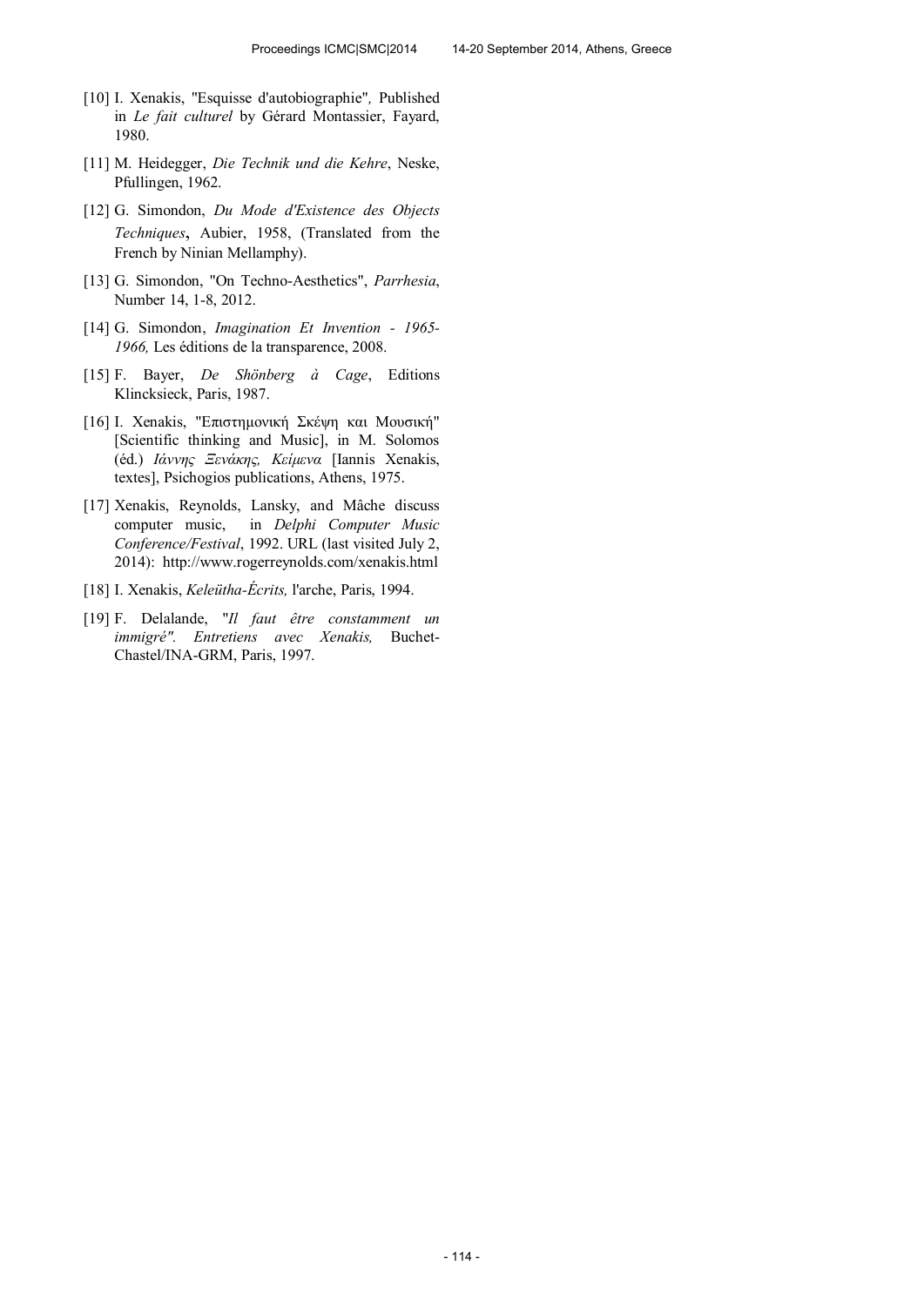[10] I. Xenakis, "Esquisse d'autobiographie", Published in *Le fait culturel* by Gérard Montassier, Fayard, 1980.

[11] M. Heidegger, *Die Technik und die Kehre*, Neske, Pfullingen, 1962.

[12] G. Simondon, *Du Mode d'Existence des Objects Techniques*, Aubier, 1958, (Translated from the French by Ninian Mellamphy).

[13] G. Simondon, "On Techno-Aesthetics", *Parrhesia*, Number 14, 1-8, 2012.

[14] G. Simondon, *Imagination Et Invention - 1965-1966,* Les éditions de la transparence, 2008.

[15] F. Bayer, *De Shönberg à Cage*, Editions Klincksieck, Paris, 1987.

[16] I. Xenakis, "Επιστημονική Σκέψη και Μουσική" [Scientific thinking and Music], in M. Solomos (éd.) *Ιάννης Ξενάκης, Κείμενα* [Iannis Xenakis, textes], Psichogios publications, Athens, 1975.

[17] Xenakis, Reynolds, Lansky, and Mâche discuss computer music, in *Delphi Computer Music Conference/Festival*, 1992. URL (last visited July 2, 2014): http://www.rogerreynolds.com/xenakis.html

[18] I. Xenakis, *Keleütha-Écrits,* l'arche, Paris, 1994.

[19] F. Delalande, "*Il faut être constamment un immigré". Entretiens avec Xenakis,* Buchet-Chastel/INA-GRM, Paris, 1997.